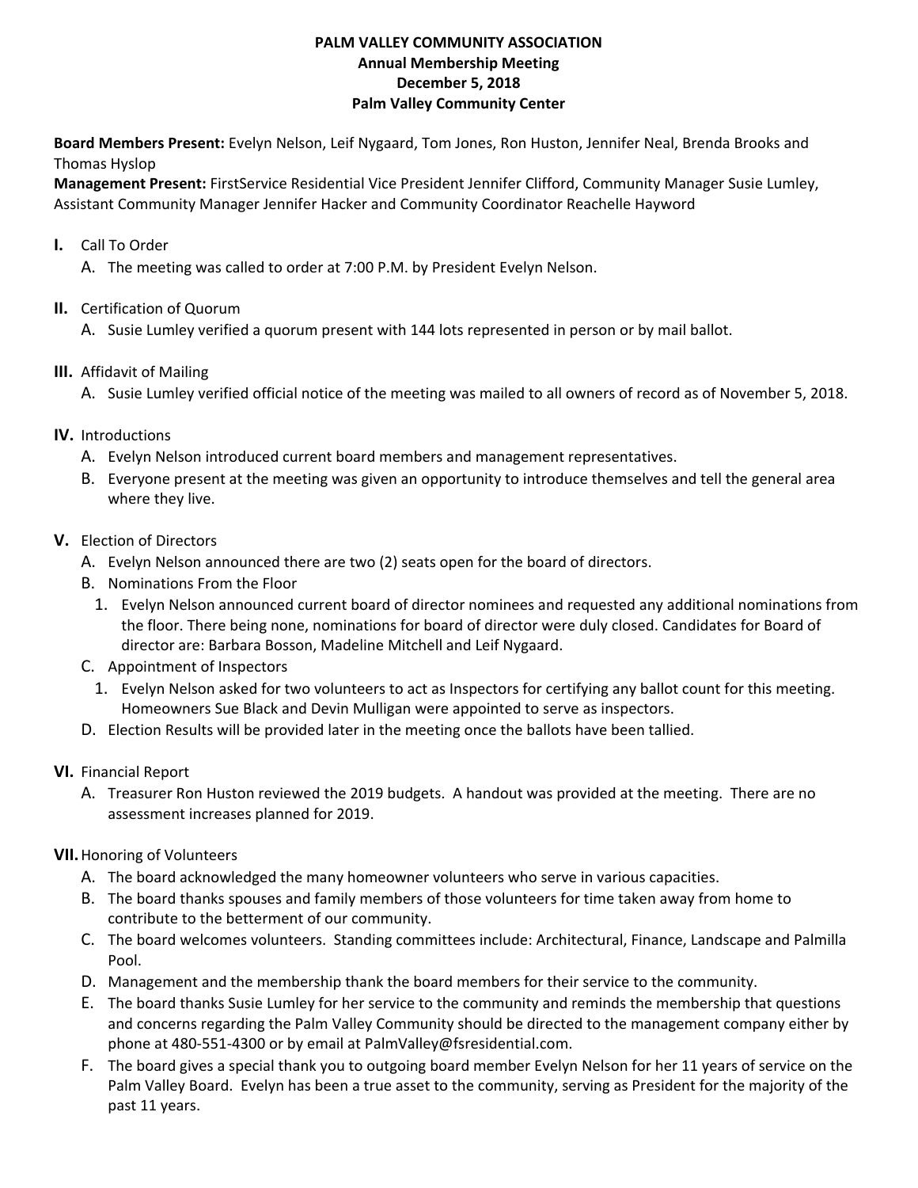# PALM VALLEY COMMUNITY ASSOCIATION
## Annual Membership Meeting
## December 5, 2018
## Palm Valley Community Center

**Board Members Present:** Evelyn Nelson, Leif Nygaard, Tom Jones, Ron Huston, Jennifer Neal, Brenda Brooks and Thomas Hyslop

**Management Present:** FirstService Residential Vice President Jennifer Clifford, Community Manager Susie Lumley, Assistant Community Manager Jennifer Hacker and Community Coordinator Reachelle Hayword

**I.** Call To Order

A. The meeting was called to order at 7:00 P.M. by President Evelyn Nelson.

**II.** Certification of Quorum

A. Susie Lumley verified a quorum present with 144 lots represented in person or by mail ballot.

**III.** Affidavit of Mailing

A. Susie Lumley verified official notice of the meeting was mailed to all owners of record as of November 5, 2018.

**IV.** Introductions

A. Evelyn Nelson introduced current board members and management representatives.

B. Everyone present at the meeting was given an opportunity to introduce themselves and tell the general area where they live.

**V.** Election of Directors

A. Evelyn Nelson announced there are two (2) seats open for the board of directors.

B. Nominations From the Floor

1. Evelyn Nelson announced current board of director nominees and requested any additional nominations from the floor. There being none, nominations for board of director were duly closed. Candidates for Board of director are: Barbara Bosson, Madeline Mitchell and Leif Nygaard.

C. Appointment of Inspectors

1. Evelyn Nelson asked for two volunteers to act as Inspectors for certifying any ballot count for this meeting. Homeowners Sue Black and Devin Mulligan were appointed to serve as inspectors.

D. Election Results will be provided later in the meeting once the ballots have been tallied.

**VI.** Financial Report

A. Treasurer Ron Huston reviewed the 2019 budgets. A handout was provided at the meeting. There are no assessment increases planned for 2019.

**VII.** Honoring of Volunteers

A. The board acknowledged the many homeowner volunteers who serve in various capacities.

B. The board thanks spouses and family members of those volunteers for time taken away from home to contribute to the betterment of our community.

C. The board welcomes volunteers. Standing committees include: Architectural, Finance, Landscape and Palmilla Pool.

D. Management and the membership thank the board members for their service to the community.

E. The board thanks Susie Lumley for her service to the community and reminds the membership that questions and concerns regarding the Palm Valley Community should be directed to the management company either by phone at 480-551-4300 or by email at PalmValley@fsresidential.com.

F. The board gives a special thank you to outgoing board member Evelyn Nelson for her 11 years of service on the Palm Valley Board. Evelyn has been a true asset to the community, serving as President for the majority of the past 11 years.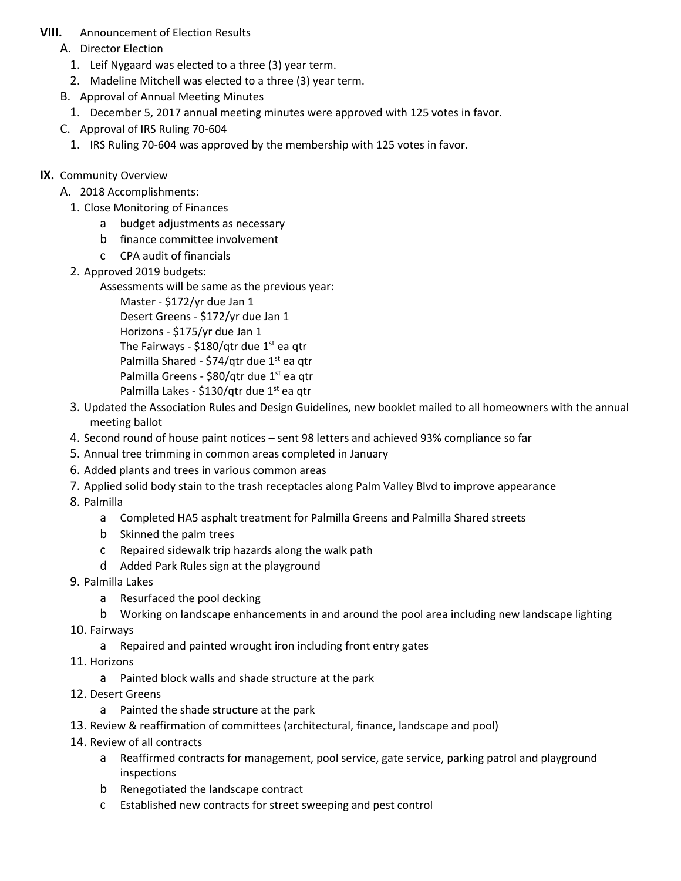**VIII.** Announcement of Election Results

A. Director Election
   1. Leif Nygaard was elected to a three (3) year term.
   2. Madeline Mitchell was elected to a three (3) year term.

B. Approval of Annual Meeting Minutes
   1. December 5, 2017 annual meeting minutes were approved with 125 votes in favor.

C. Approval of IRS Ruling 70-604
   1. IRS Ruling 70-604 was approved by the membership with 125 votes in favor.

**IX.** Community Overview

A. 2018 Accomplishments:
   1. Close Monitoring of Finances
      a. budget adjustments as necessary
      b. finance committee involvement
      c. CPA audit of financials
   2. Approved 2019 budgets:
      Assessments will be same as the previous year:
      - Master - \$172/yr due Jan 1
      - Desert Greens - \$172/yr due Jan 1
      - Horizons - \$175/yr due Jan 1
      - The Fairways - \$180/qtr due 1st ea qtr
      - Palmilla Shared - \$74/qtr due 1st ea qtr
      - Palmilla Greens - \$80/qtr due 1st ea qtr
      - Palmilla Lakes - \$130/qtr due 1st ea qtr
   3. Updated the Association Rules and Design Guidelines, new booklet mailed to all homeowners with the annual meeting ballot
   4. Second round of house paint notices – sent 98 letters and achieved 93% compliance so far
   5. Annual tree trimming in common areas completed in January
   6. Added plants and trees in various common areas
   7. Applied solid body stain to the trash receptacles along Palm Valley Blvd to improve appearance
   8. Palmilla
      a. Completed HA5 asphalt treatment for Palmilla Greens and Palmilla Shared streets
      b. Skinned the palm trees
      c. Repaired sidewalk trip hazards along the walk path
      d. Added Park Rules sign at the playground
   9. Palmilla Lakes
      a. Resurfaced the pool decking
      b. Working on landscape enhancements in and around the pool area including new landscape lighting
   10. Fairways
       a. Repaired and painted wrought iron including front entry gates
   11. Horizons
       a. Painted block walls and shade structure at the park
   12. Desert Greens
       a. Painted the shade structure at the park
   13. Review & reaffirmation of committees (architectural, finance, landscape and pool)
   14. Review of all contracts
       a. Reaffirmed contracts for management, pool service, gate service, parking patrol and playground inspections
       b. Renegotiated the landscape contract
       c. Established new contracts for street sweeping and pest control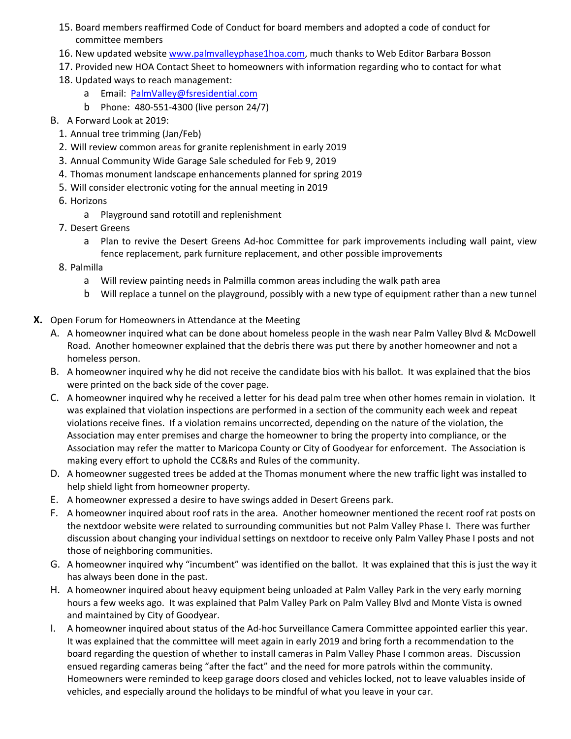15. Board members reaffirmed Code of Conduct for board members and adopted a code of conduct for committee members
16. New updated website www.palmvalleyphase1hoa.com, much thanks to Web Editor Barbara Bosson
17. Provided new HOA Contact Sheet to homeowners with information regarding who to contact for what
18. Updated ways to reach management:
    - a Email: PalmValley@fsresidential.com
    - b Phone: 480-551-4300 (live person 24/7)

B. A Forward Look at 2019:

1. Annual tree trimming (Jan/Feb)
2. Will review common areas for granite replenishment in early 2019
3. Annual Community Wide Garage Sale scheduled for Feb 9, 2019
4. Thomas monument landscape enhancements planned for spring 2019
5. Will consider electronic voting for the annual meeting in 2019
6. Horizons
    - a Playground sand rototill and replenishment
7. Desert Greens
    - a Plan to revive the Desert Greens Ad-hoc Committee for park improvements including wall paint, view fence replacement, park furniture replacement, and other possible improvements
8. Palmilla
    - a Will review painting needs in Palmilla common areas including the walk path area
    - b Will replace a tunnel on the playground, possibly with a new type of equipment rather than a new tunnel

**X.** Open Forum for Homeowners in Attendance at the Meeting

A. A homeowner inquired what can be done about homeless people in the wash near Palm Valley Blvd & McDowell Road. Another homeowner explained that the debris there was put there by another homeowner and not a homeless person.

B. A homeowner inquired why he did not receive the candidate bios with his ballot. It was explained that the bios were printed on the back side of the cover page.

C. A homeowner inquired why he received a letter for his dead palm tree when other homes remain in violation. It was explained that violation inspections are performed in a section of the community each week and repeat violations receive fines. If a violation remains uncorrected, depending on the nature of the violation, the Association may enter premises and charge the homeowner to bring the property into compliance, or the Association may refer the matter to Maricopa County or City of Goodyear for enforcement. The Association is making every effort to uphold the CC&Rs and Rules of the community.

D. A homeowner suggested trees be added at the Thomas monument where the new traffic light was installed to help shield light from homeowner property.

E. A homeowner expressed a desire to have swings added in Desert Greens park.

F. A homeowner inquired about roof rats in the area. Another homeowner mentioned the recent roof rat posts on the nextdoor website were related to surrounding communities but not Palm Valley Phase I. There was further discussion about changing your individual settings on nextdoor to receive only Palm Valley Phase I posts and not those of neighboring communities.

G. A homeowner inquired why "incumbent" was identified on the ballot. It was explained that this is just the way it has always been done in the past.

H. A homeowner inquired about heavy equipment being unloaded at Palm Valley Park in the very early morning hours a few weeks ago. It was explained that Palm Valley Park on Palm Valley Blvd and Monte Vista is owned and maintained by City of Goodyear.

I. A homeowner inquired about status of the Ad-hoc Surveillance Camera Committee appointed earlier this year. It was explained that the committee will meet again in early 2019 and bring forth a recommendation to the board regarding the question of whether to install cameras in Palm Valley Phase I common areas. Discussion ensued regarding cameras being "after the fact" and the need for more patrols within the community. Homeowners were reminded to keep garage doors closed and vehicles locked, not to leave valuables inside of vehicles, and especially around the holidays to be mindful of what you leave in your car.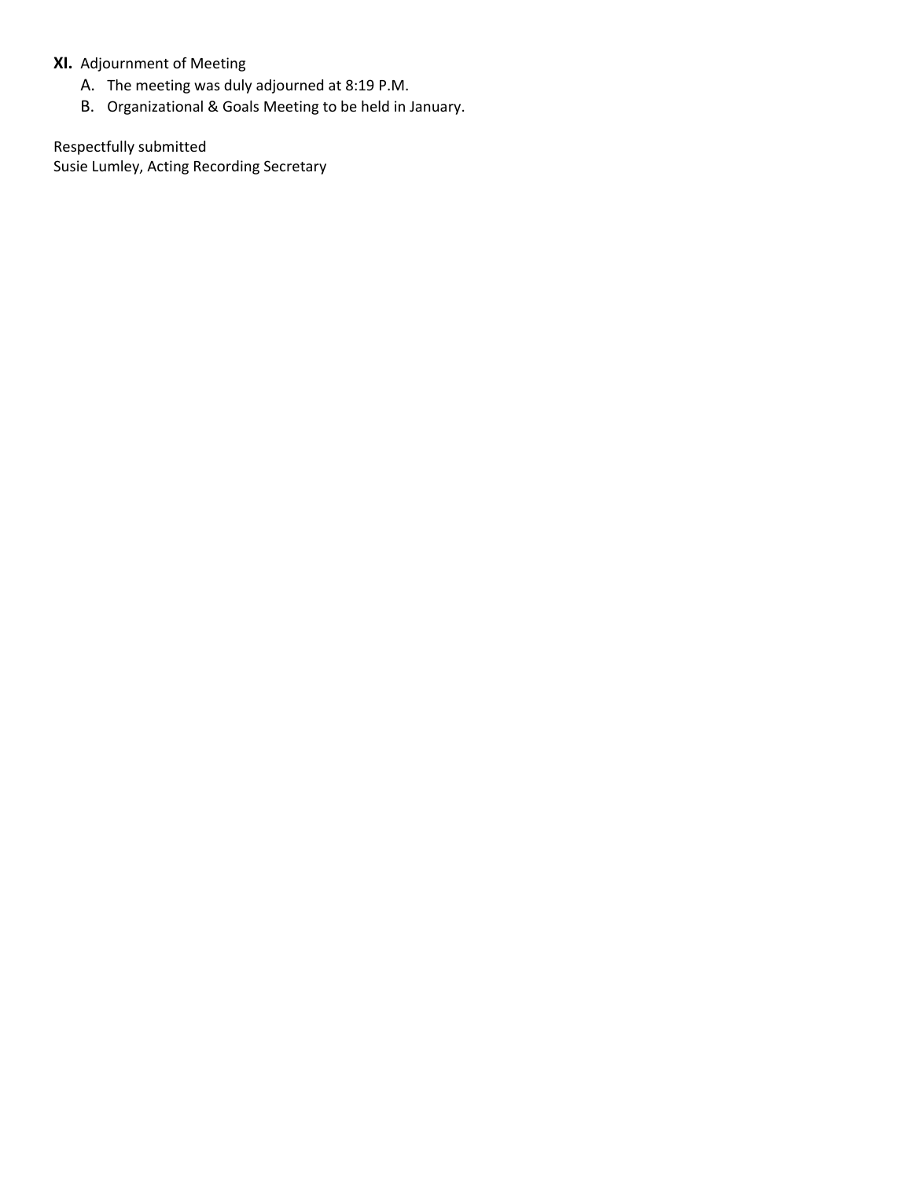**XI.** Adjournment of Meeting

A. The meeting was duly adjourned at 8:19 P.M.
B. Organizational & Goals Meeting to be held in January.

Respectfully submitted
Susie Lumley, Acting Recording Secretary